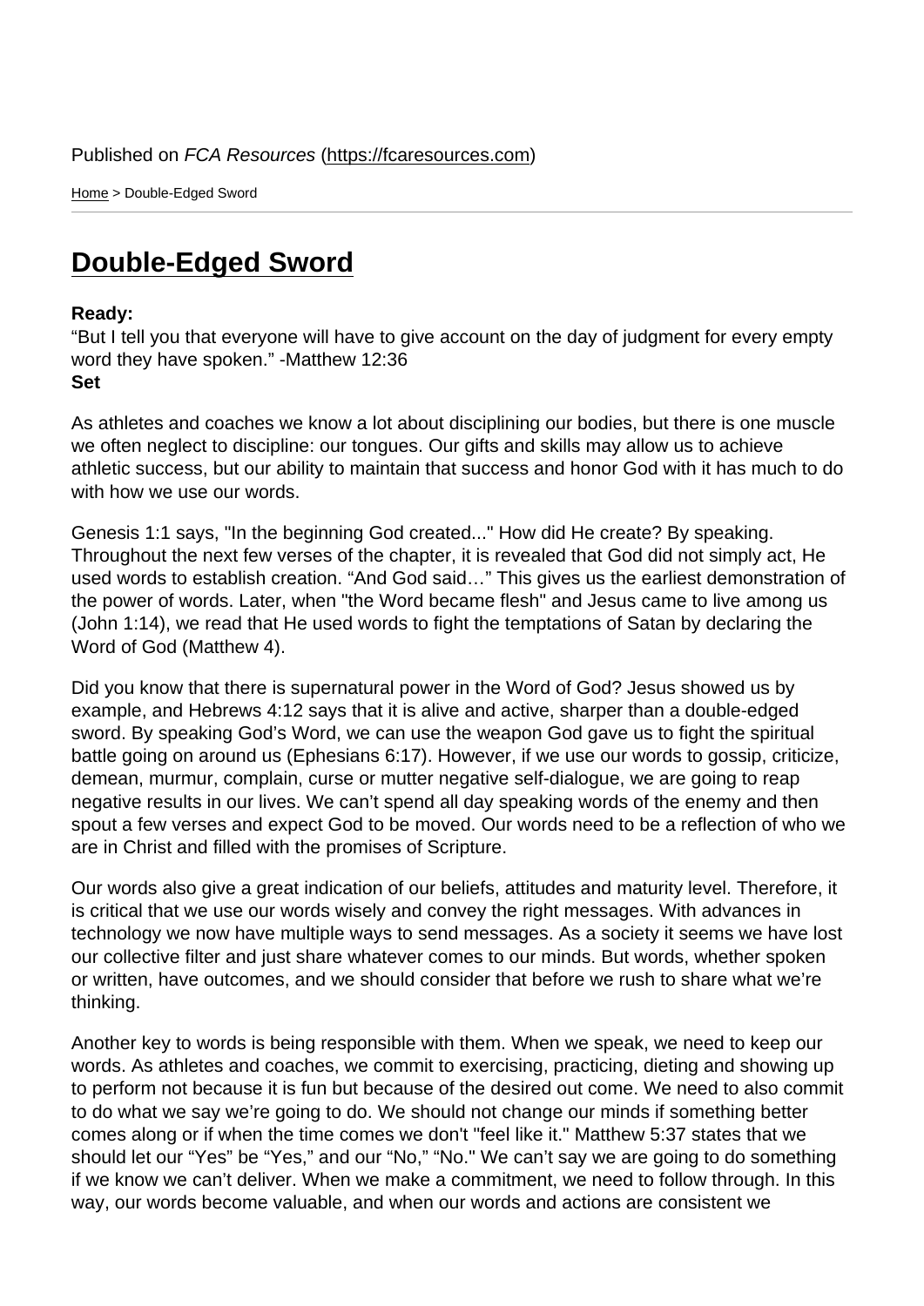Published on *FCA Resources* (https://fcaresources.com)

Home > Double-Edged Sword

# Double-Edged Sword

**Ready:**
“But I tell you that everyone will have to give account on the day of judgment for every empty word they have spoken.” -Matthew 12:36
**Set**

As athletes and coaches we know a lot about disciplining our bodies, but there is one muscle we often neglect to discipline: our tongues. Our gifts and skills may allow us to achieve athletic success, but our ability to maintain that success and honor God with it has much to do with how we use our words.

Genesis 1:1 says, "In the beginning God created..." How did He create? By speaking. Throughout the next few verses of the chapter, it is revealed that God did not simply act, He used words to establish creation. “And God said…” This gives us the earliest demonstration of the power of words. Later, when "the Word became flesh" and Jesus came to live among us (John 1:14), we read that He used words to fight the temptations of Satan by declaring the Word of God (Matthew 4).

Did you know that there is supernatural power in the Word of God? Jesus showed us by example, and Hebrews 4:12 says that it is alive and active, sharper than a double-edged sword. By speaking God’s Word, we can use the weapon God gave us to fight the spiritual battle going on around us (Ephesians 6:17). However, if we use our words to gossip, criticize, demean, murmur, complain, curse or mutter negative self-dialogue, we are going to reap negative results in our lives. We can’t spend all day speaking words of the enemy and then spout a few verses and expect God to be moved. Our words need to be a reflection of who we are in Christ and filled with the promises of Scripture.

Our words also give a great indication of our beliefs, attitudes and maturity level. Therefore, it is critical that we use our words wisely and convey the right messages. With advances in technology we now have multiple ways to send messages. As a society it seems we have lost our collective filter and just share whatever comes to our minds. But words, whether spoken or written, have outcomes, and we should consider that before we rush to share what we’re thinking.

Another key to words is being responsible with them. When we speak, we need to keep our words. As athletes and coaches, we commit to exercising, practicing, dieting and showing up to perform not because it is fun but because of the desired out come. We need to also commit to do what we say we’re going to do. We should not change our minds if something better comes along or if when the time comes we don't "feel like it." Matthew 5:37 states that we should let our “Yes” be “Yes,” and our “No,” “No." We can’t say we are going to do something if we know we can’t deliver. When we make a commitment, we need to follow through. In this way, our words become valuable, and when our words and actions are consistent we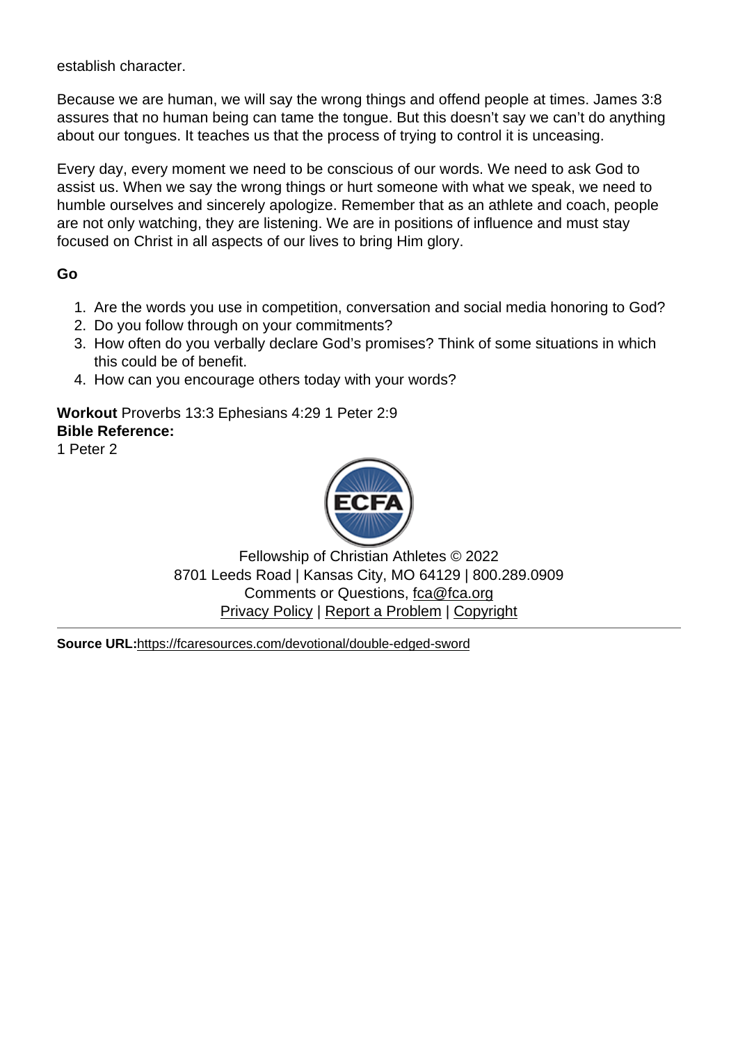establish character.

Because we are human, we will say the wrong things and offend people at times. James 3:8 assures that no human being can tame the tongue. But this doesn't say we can't do anything about our tongues. It teaches us that the process of trying to control it is unceasing.

Every day, every moment we need to be conscious of our words. We need to ask God to assist us. When we say the wrong things or hurt someone with what we speak, we need to humble ourselves and sincerely apologize. Remember that as an athlete and coach, people are not only watching, they are listening. We are in positions of influence and must stay focused on Christ in all aspects of our lives to bring Him glory.

**Go**

1. Are the words you use in competition, conversation and social media honoring to God?
2. Do you follow through on your commitments?
3. How often do you verbally declare God's promises? Think of some situations in which this could be of benefit.
4. How can you encourage others today with your words?

**Workout** Proverbs 13:3 Ephesians 4:29 1 Peter 2:9
**Bible Reference:**
1 Peter 2

ECFA

Fellowship of Christian Athletes © 2022
8701 Leeds Road | Kansas City, MO 64129 | 800.289.0909
Comments or Questions, fca@fca.org
Privacy Policy | Report a Problem | Copyright

**Source URL:** https://fcaresources.com/devotional/double-edged-sword